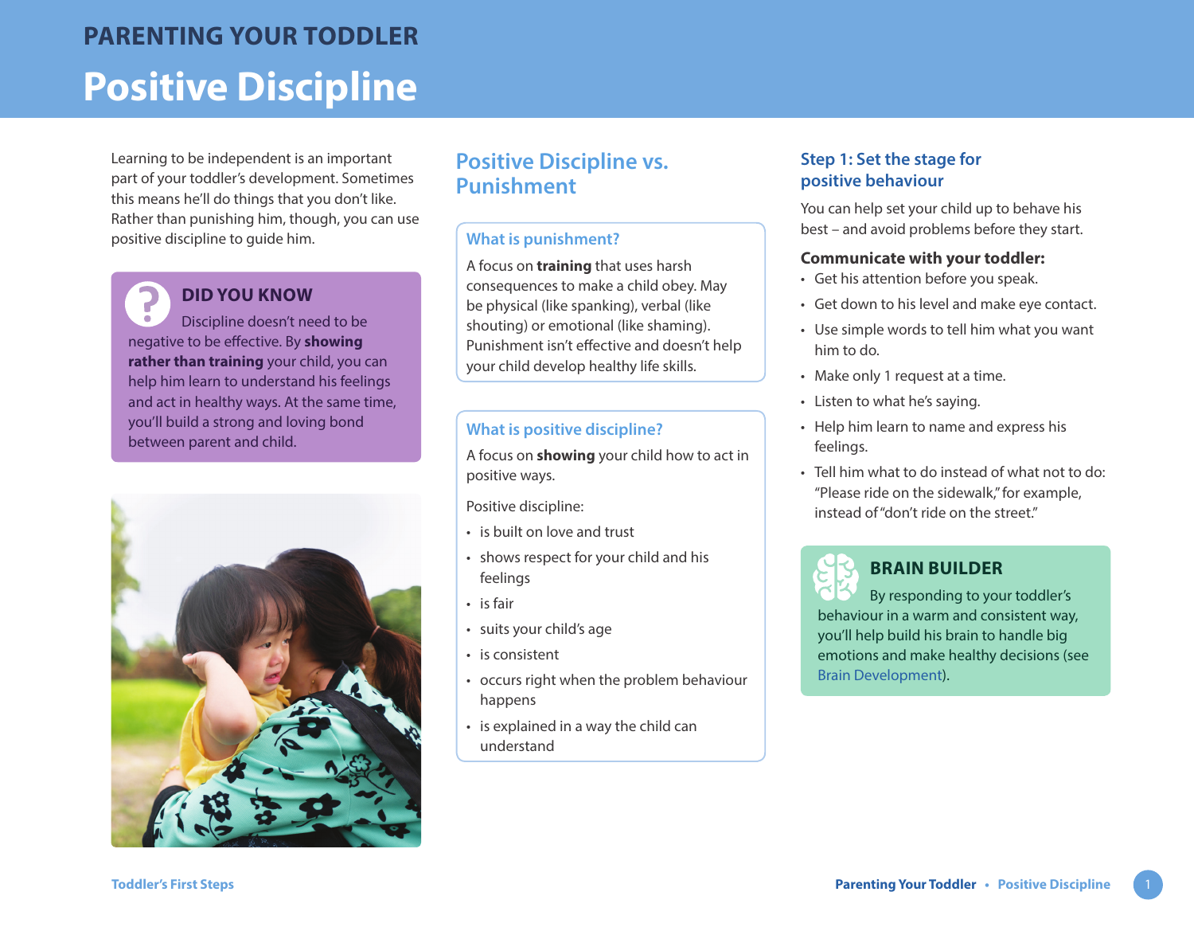PARENTING YOUR TODDLER

# Positive Discipline

Learning to be independent is an important part of your toddler's development. Sometimes this means he'll do things that you don't like. Rather than punishing him, though, you can use positive discipline to guide him.

### DID YOU KNOW

Discipline doesn't need to be negative to be effective. By **showing rather than training** your child, you can help him learn to understand his feelings and act in healthy ways. At the same time, you'll build a strong and loving bond between parent and child.

## Positive Discipline vs. Punishment

### What is punishment?

A focus on **training** that uses harsh consequences to make a child obey. May be physical (like spanking), verbal (like shouting) or emotional (like shaming). Punishment isn't effective and doesn't help your child develop healthy life skills.

### What is positive discipline?

A focus on **showing** your child how to act in positive ways.

Positive discipline:

- is built on love and trust
- shows respect for your child and his feelings
- is fair
- suits your child's age
- is consistent
- occurs right when the problem behaviour happens
- is explained in a way the child can understand

## Step 1: Set the stage for positive behaviour

You can help set your child up to behave his best – and avoid problems before they start.

**Communicate with your toddler:**

- Get his attention before you speak.
- Get down to his level and make eye contact.
- Use simple words to tell him what you want him to do.
- Make only 1 request at a time.
- Listen to what he's saying.
- Help him learn to name and express his feelings.
- Tell him what to do instead of what not to do: "Please ride on the sidewalk," for example, instead of "don't ride on the street."

### BRAIN BUILDER

By responding to your toddler's behaviour in a warm and consistent way, you'll help build his brain to handle big emotions and make healthy decisions (see Brain Development).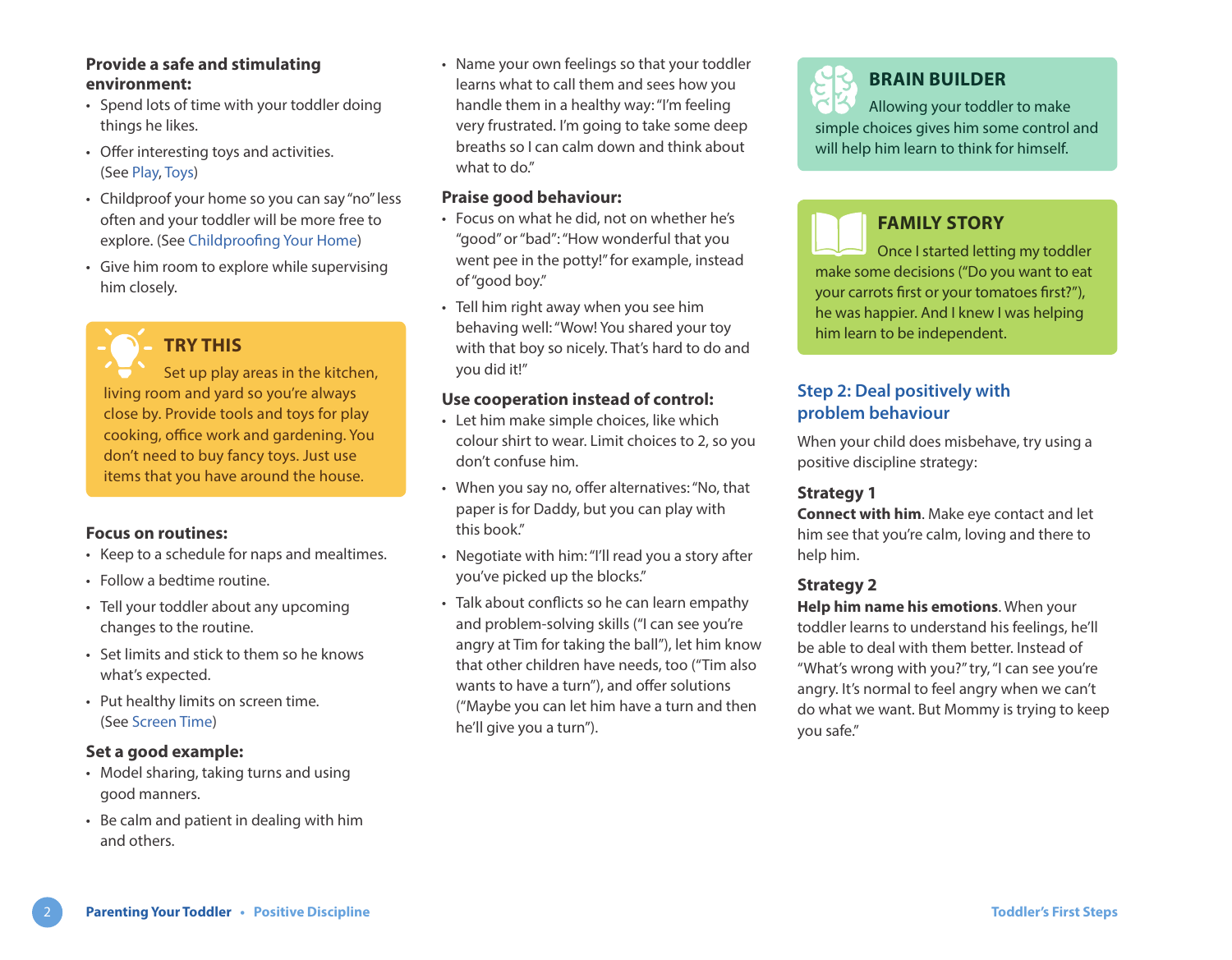**Provide a safe and stimulating environment:**

- Spend lots of time with your toddler doing things he likes.
- Offer interesting toys and activities. (See Play, Toys)
- Childproof your home so you can say "no" less often and your toddler will be more free to explore. (See Childproofing Your Home)
- Give him room to explore while supervising him closely.

> **TRY THIS**
>
> Set up play areas in the kitchen, living room and yard so you're always close by. Provide tools and toys for play cooking, office work and gardening. You don't need to buy fancy toys. Just use items that you have around the house.

**Focus on routines:**

- Keep to a schedule for naps and mealtimes.
- Follow a bedtime routine.
- Tell your toddler about any upcoming changes to the routine.
- Set limits and stick to them so he knows what's expected.
- Put healthy limits on screen time. (See Screen Time)

**Set a good example:**

- Model sharing, taking turns and using good manners.
- Be calm and patient in dealing with him and others.
- Name your own feelings so that your toddler learns what to call them and sees how you handle them in a healthy way: "I'm feeling very frustrated. I'm going to take some deep breaths so I can calm down and think about what to do."

**Praise good behaviour:**

- Focus on what he did, not on whether he's "good" or "bad": "How wonderful that you went pee in the potty!" for example, instead of "good boy."
- Tell him right away when you see him behaving well: "Wow! You shared your toy with that boy so nicely. That's hard to do and you did it!"

**Use cooperation instead of control:**

- Let him make simple choices, like which colour shirt to wear. Limit choices to 2, so you don't confuse him.
- When you say no, offer alternatives: "No, that paper is for Daddy, but you can play with this book."
- Negotiate with him: "I'll read you a story after you've picked up the blocks."
- Talk about conflicts so he can learn empathy and problem-solving skills ("I can see you're angry at Tim for taking the ball"), let him know that other children have needs, too ("Tim also wants to have a turn"), and offer solutions ("Maybe you can let him have a turn and then he'll give you a turn").

> **BRAIN BUILDER**
>
> Allowing your toddler to make simple choices gives him some control and will help him learn to think for himself.

> **FAMILY STORY**
>
> Once I started letting my toddler make some decisions ("Do you want to eat your carrots first or your tomatoes first?"), he was happier. And I knew I was helping him learn to be independent.

## Step 2: Deal positively with problem behaviour

When your child does misbehave, try using a positive discipline strategy:

### Strategy 1

**Connect with him**. Make eye contact and let him see that you're calm, loving and there to help him.

### Strategy 2

**Help him name his emotions**. When your toddler learns to understand his feelings, he'll be able to deal with them better. Instead of "What's wrong with you?" try, "I can see you're angry. It's normal to feel angry when we can't do what we want. But Mommy is trying to keep you safe."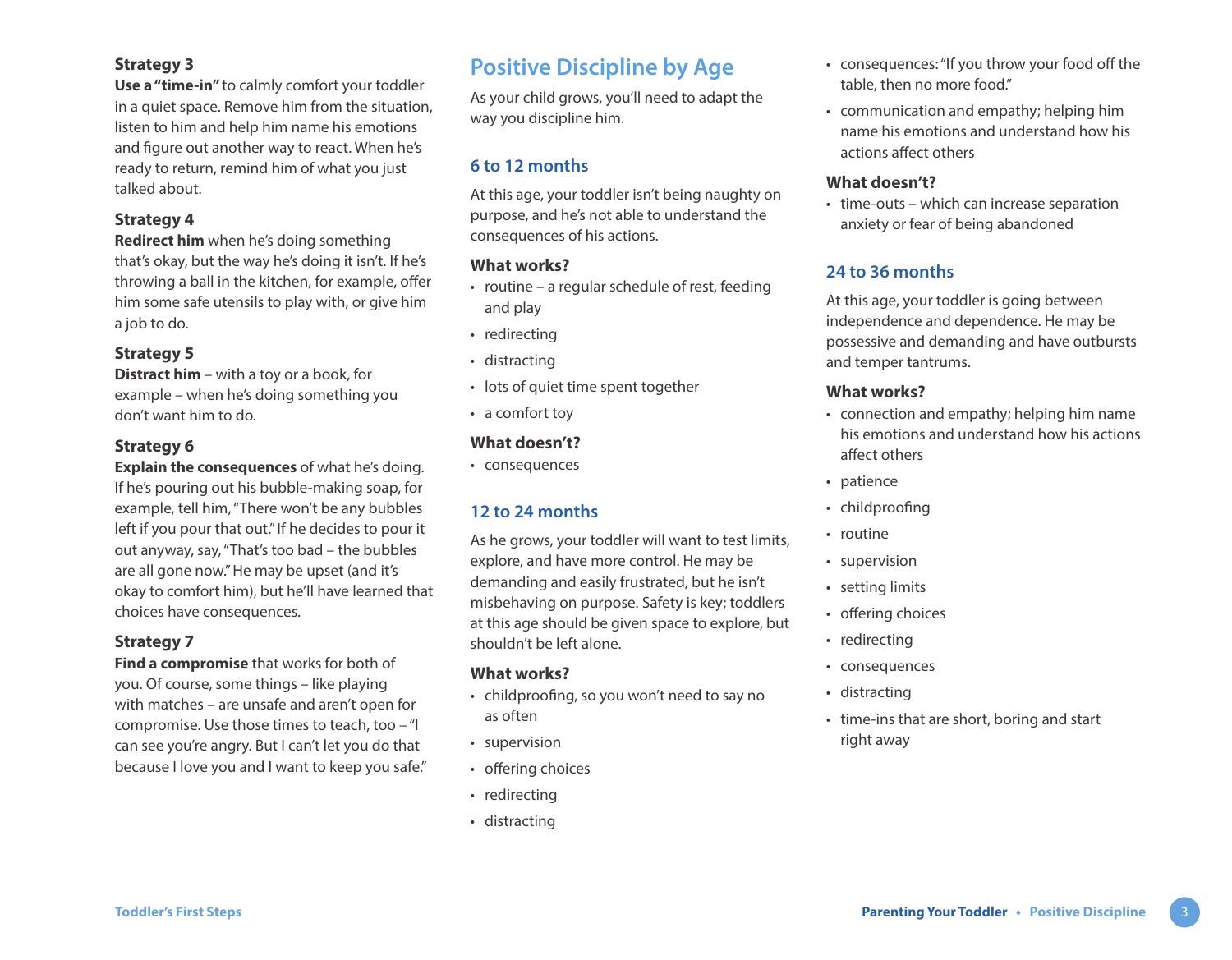### Strategy 3

**Use a "time-in"** to calmly comfort your toddler in a quiet space. Remove him from the situation, listen to him and help him name his emotions and figure out another way to react. When he's ready to return, remind him of what you just talked about.

### Strategy 4

**Redirect him** when he's doing something that's okay, but the way he's doing it isn't. If he's throwing a ball in the kitchen, for example, offer him some safe utensils to play with, or give him a job to do.

### Strategy 5

**Distract him** – with a toy or a book, for example – when he's doing something you don't want him to do.

### Strategy 6

**Explain the consequences** of what he's doing. If he's pouring out his bubble-making soap, for example, tell him, "There won't be any bubbles left if you pour that out." If he decides to pour it out anyway, say, "That's too bad – the bubbles are all gone now." He may be upset (and it's okay to comfort him), but he'll have learned that choices have consequences.

### Strategy 7

**Find a compromise** that works for both of you. Of course, some things – like playing with matches – are unsafe and aren't open for compromise. Use those times to teach, too – "I can see you're angry. But I can't let you do that because I love you and I want to keep you safe."

## Positive Discipline by Age

As your child grows, you'll need to adapt the way you discipline him.

### 6 to 12 months

At this age, your toddler isn't being naughty on purpose, and he's not able to understand the consequences of his actions.

**What works?**

- routine – a regular schedule of rest, feeding and play
- redirecting
- distracting
- lots of quiet time spent together
- a comfort toy

**What doesn't?**

- consequences

### 12 to 24 months

As he grows, your toddler will want to test limits, explore, and have more control. He may be demanding and easily frustrated, but he isn't misbehaving on purpose. Safety is key; toddlers at this age should be given space to explore, but shouldn't be left alone.

**What works?**

- childproofing, so you won't need to say no as often
- supervision
- offering choices
- redirecting
- distracting
- consequences: "If you throw your food off the table, then no more food."
- communication and empathy; helping him name his emotions and understand how his actions affect others

**What doesn't?**

- time-outs – which can increase separation anxiety or fear of being abandoned

### 24 to 36 months

At this age, your toddler is going between independence and dependence. He may be possessive and demanding and have outbursts and temper tantrums.

**What works?**

- connection and empathy; helping him name his emotions and understand how his actions affect others
- patience
- childproofing
- routine
- supervision
- setting limits
- offering choices
- redirecting
- consequences
- distracting
- time-ins that are short, boring and start right away